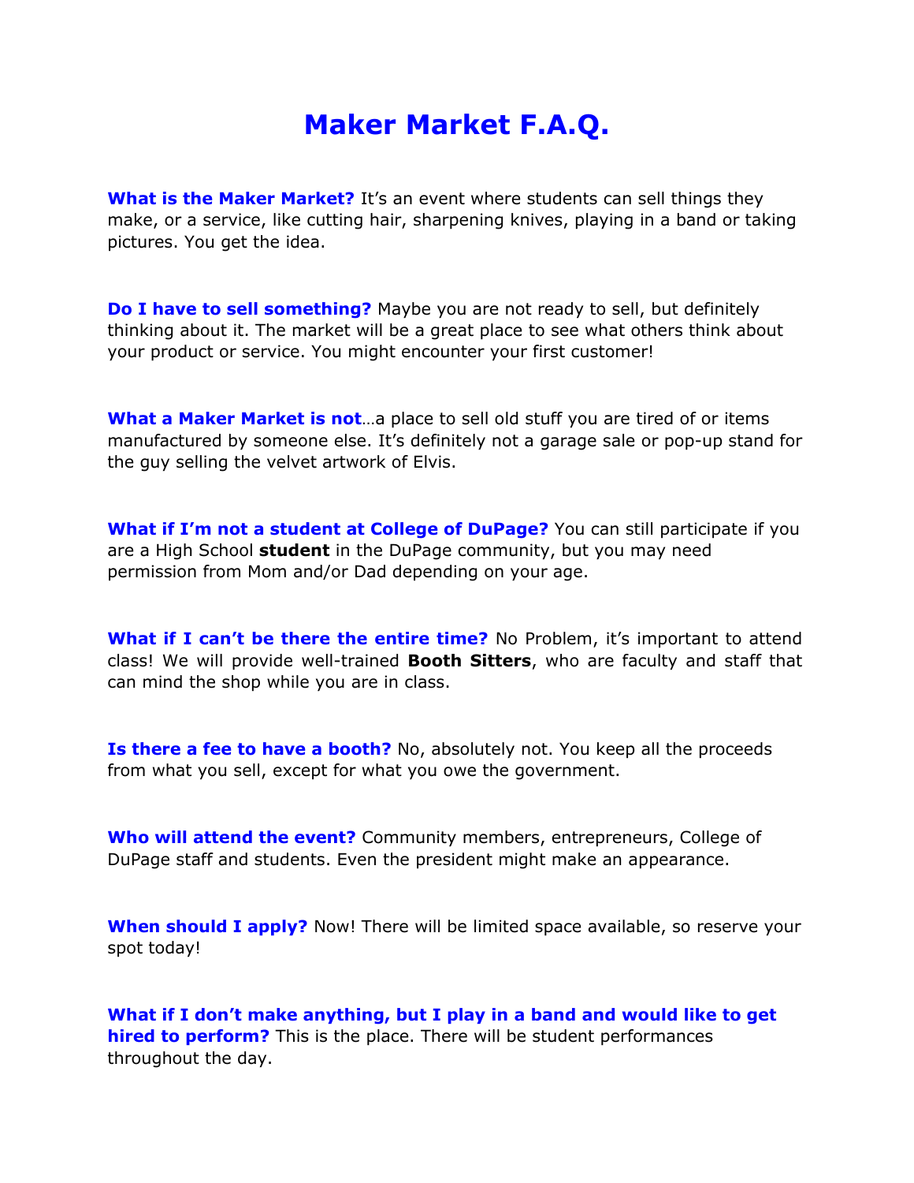# Maker Market F.A.Q.

**What is the Maker Market?** It's an event where students can sell things they make, or a service, like cutting hair, sharpening knives, playing in a band or taking pictures. You get the idea.

**Do I have to sell something?** Maybe you are not ready to sell, but definitely thinking about it. The market will be a great place to see what others think about your product or service. You might encounter your first customer!

**What a Maker Market is not**…a place to sell old stuff you are tired of or items manufactured by someone else. It's definitely not a garage sale or pop-up stand for the guy selling the velvet artwork of Elvis.

**What if I'm not a student at College of DuPage?** You can still participate if you are a High School **student** in the DuPage community, but you may need permission from Mom and/or Dad depending on your age.

**What if I can't be there the entire time?** No Problem, it's important to attend class! We will provide well-trained **Booth Sitters**, who are faculty and staff that can mind the shop while you are in class.

**Is there a fee to have a booth?** No, absolutely not. You keep all the proceeds from what you sell, except for what you owe the government.

**Who will attend the event?** Community members, entrepreneurs, College of DuPage staff and students. Even the president might make an appearance.

**When should I apply?** Now! There will be limited space available, so reserve your spot today!

**What if I don't make anything, but I play in a band and would like to get hired to perform?** This is the place. There will be student performances throughout the day.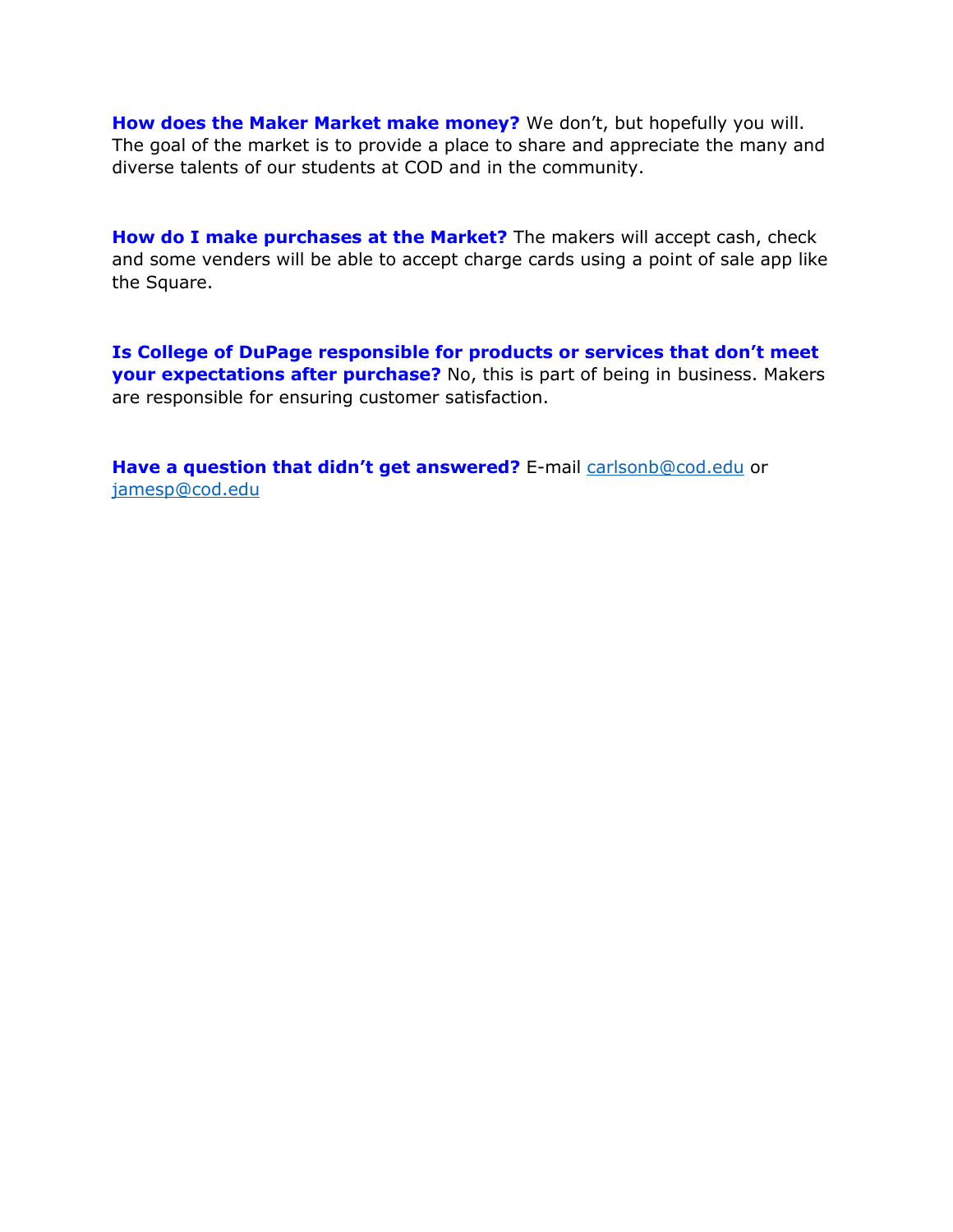**How does the Maker Market make money?** We don't, but hopefully you will. The goal of the market is to provide a place to share and appreciate the many and diverse talents of our students at COD and in the community.

**How do I make purchases at the Market?** The makers will accept cash, check and some venders will be able to accept charge cards using a point of sale app like the Square.

**Is College of DuPage responsible for products or services that don't meet your expectations after purchase?** No, this is part of being in business. Makers are responsible for ensuring customer satisfaction.

**Have a question that didn't get answered?** E-mail carlsonb@cod.edu or jamesp@cod.edu